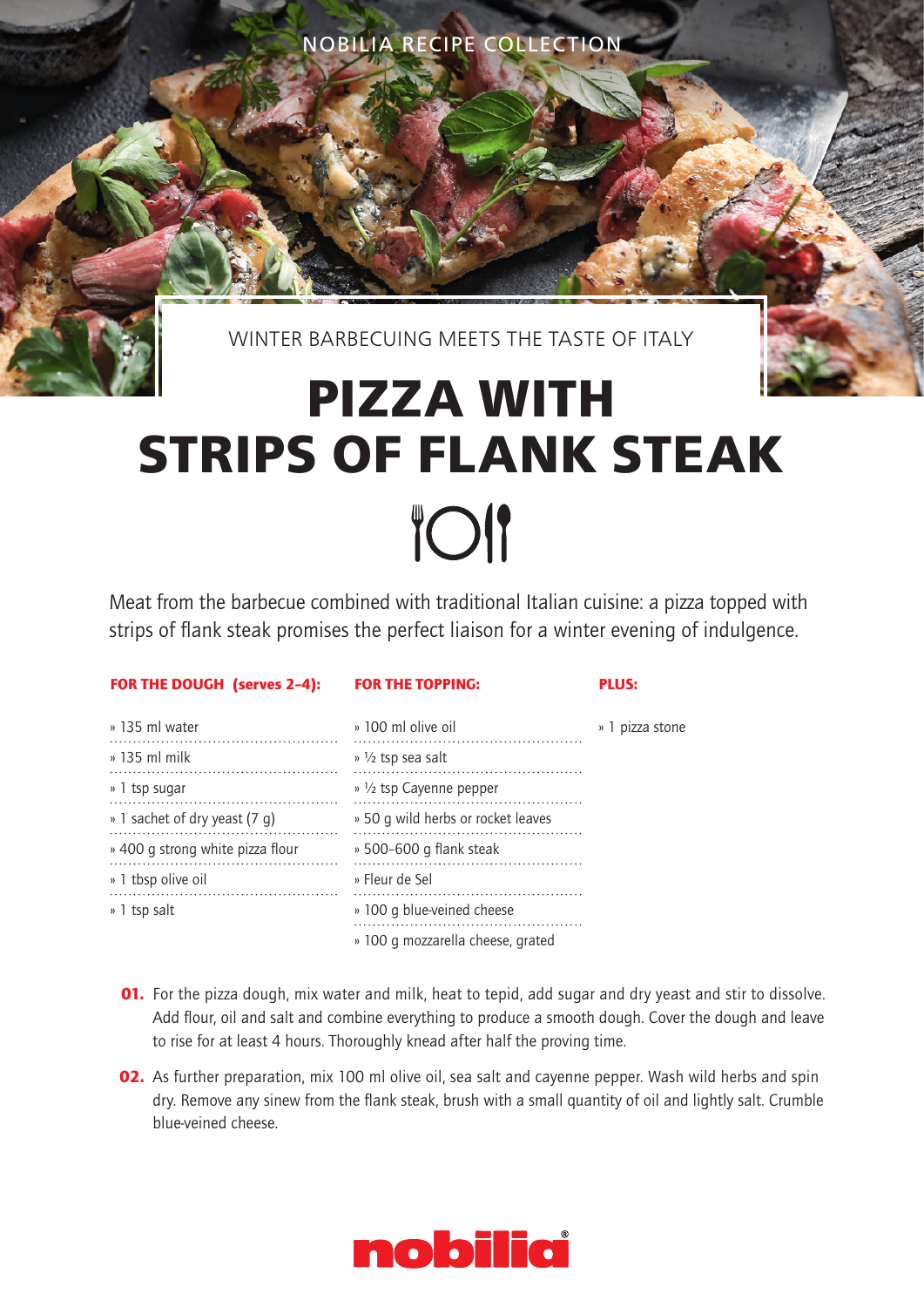NOBILIA RECIPE COLLECTION

WINTER BARBECUING MEETS THE TASTE OF ITALY

# PIZZA WITH STRIPS OF FLANK STEAK

Meat from the barbecue combined with traditional Italian cuisine: a pizza topped with strips of flank steak promises the perfect liaison for a winter evening of indulgence.

**FOR THE DOUGH (serves 2–4):**

- 135 ml water
- 135 ml milk
- 1 tsp sugar
- 1 sachet of dry yeast (7 g)
- 400 g strong white pizza flour
- 1 tbsp olive oil
- 1 tsp salt

**FOR THE TOPPING:**

- 100 ml olive oil
- ½ tsp sea salt
- ½ tsp Cayenne pepper
- 50 g wild herbs or rocket leaves
- 500–600 g flank steak
- Fleur de Sel
- 100 g blue-veined cheese
- 100 g mozzarella cheese, grated

**PLUS:**

- 1 pizza stone

**01.** For the pizza dough, mix water and milk, heat to tepid, add sugar and dry yeast and stir to dissolve. Add flour, oil and salt and combine everything to produce a smooth dough. Cover the dough and leave to rise for at least 4 hours. Thoroughly knead after half the proving time.

**02.** As further preparation, mix 100 ml olive oil, sea salt and cayenne pepper. Wash wild herbs and spin dry. Remove any sinew from the flank steak, brush with a small quantity of oil and lightly salt. Crumble blue-veined cheese.

nobilia®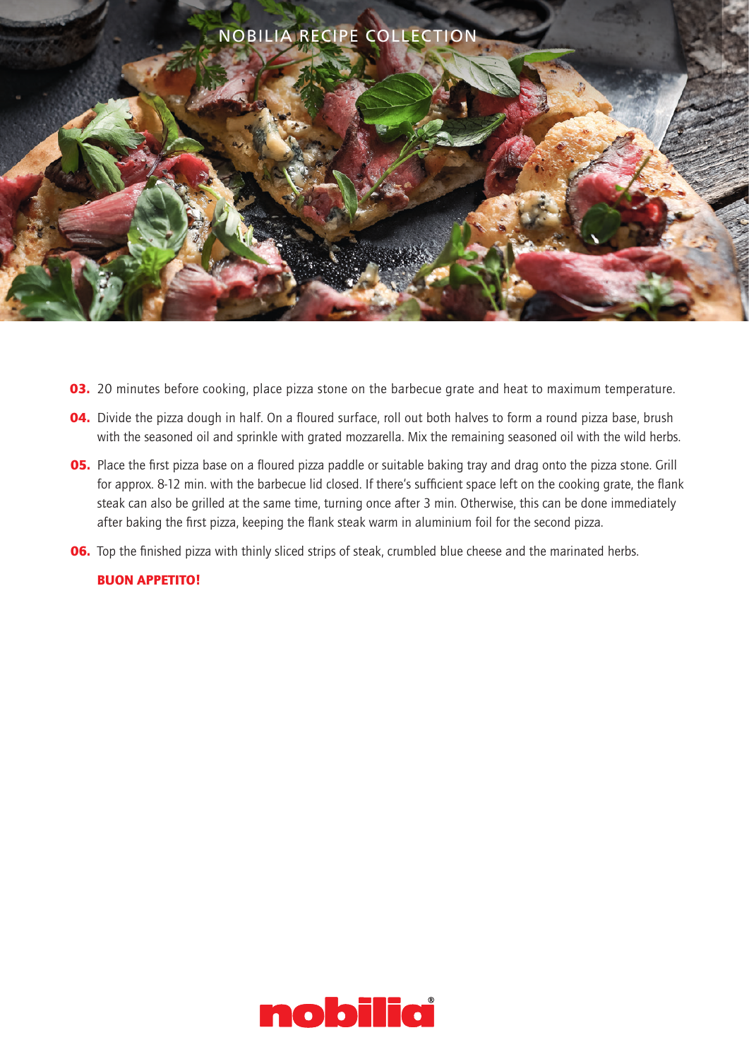**03.** 20 minutes before cooking, place pizza stone on the barbecue grate and heat to maximum temperature.

**04.** Divide the pizza dough in half. On a floured surface, roll out both halves to form a round pizza base, brush with the seasoned oil and sprinkle with grated mozzarella. Mix the remaining seasoned oil with the wild herbs.

**05.** Place the first pizza base on a floured pizza paddle or suitable baking tray and drag onto the pizza stone. Grill for approx. 8-12 min. with the barbecue lid closed. If there's sufficient space left on the cooking grate, the flank steak can also be grilled at the same time, turning once after 3 min. Otherwise, this can be done immediately after baking the first pizza, keeping the flank steak warm in aluminium foil for the second pizza.

**06.** Top the finished pizza with thinly sliced strips of steak, crumbled blue cheese and the marinated herbs.

**BUON APPETITO!**